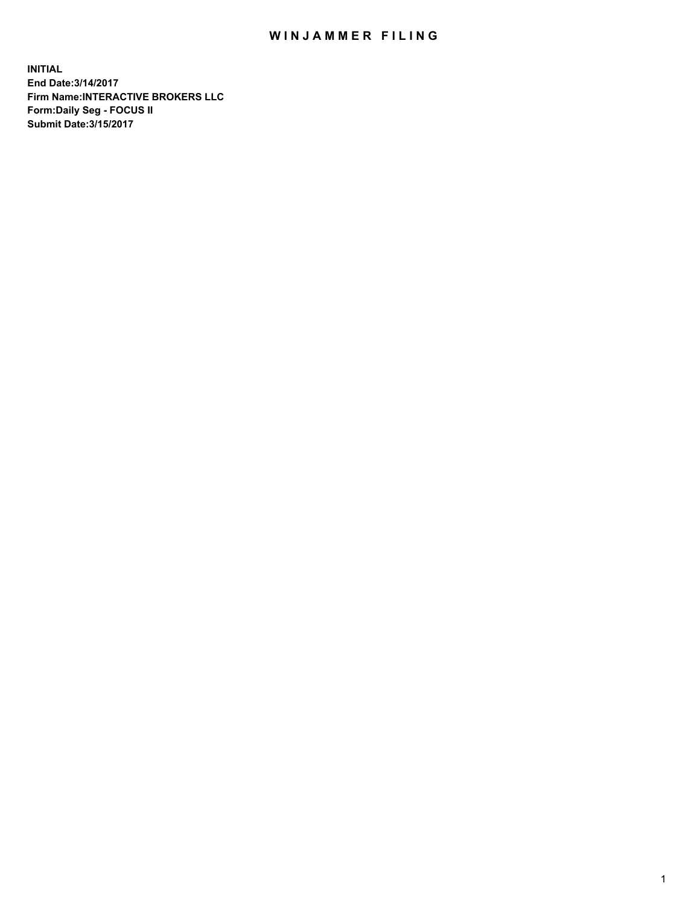# WINJAMMER FILING

**INITIAL**
**End Date:3/14/2017**
**Firm Name:INTERACTIVE BROKERS LLC**
**Form:Daily Seg - FOCUS II**
**Submit Date:3/15/2017**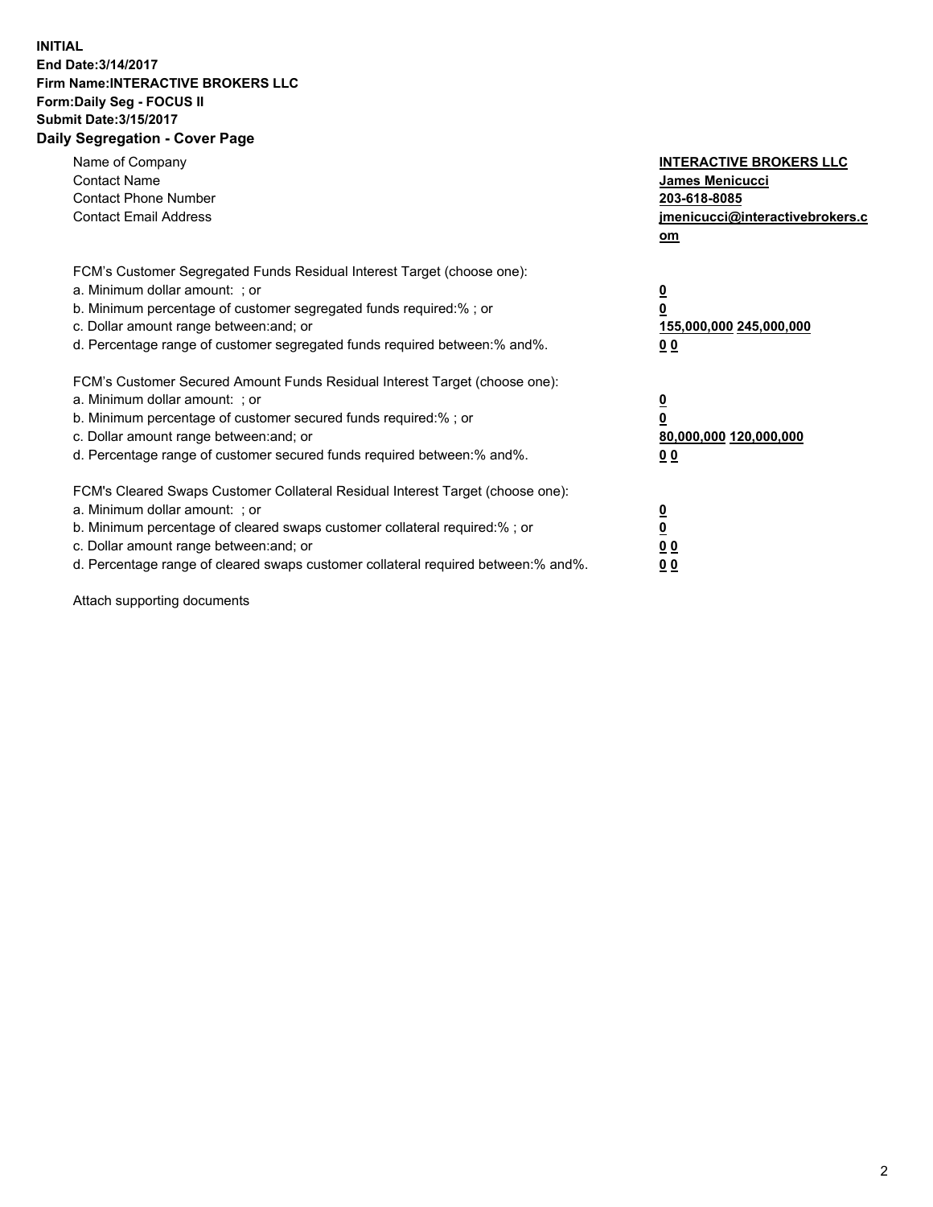**INITIAL**
**End Date:3/14/2017**
**Firm Name:INTERACTIVE BROKERS LLC**
**Form:Daily Seg - FOCUS II**
**Submit Date:3/15/2017**

## Daily Segregation - Cover Page

| | |
|---|---|
| Name of Company | **INTERACTIVE BROKERS LLC** |
| Contact Name | **James Menicucci** |
| Contact Phone Number | **203-618-8085** |
| Contact Email Address | **jmenicucci@interactivebrokers.com** |

| | |
|---|---|
| FCM's Customer Segregated Funds Residual Interest Target (choose one): | |
| a. Minimum dollar amount: ; or | **0** |
| b. Minimum percentage of customer segregated funds required:% ; or | **0** |
| c. Dollar amount range between:and; or | **155,000,000 245,000,000** |
| d. Percentage range of customer segregated funds required between:% and%. | **0 0** |

| | |
|---|---|
| FCM's Customer Secured Amount Funds Residual Interest Target (choose one): | |
| a. Minimum dollar amount: ; or | **0** |
| b. Minimum percentage of customer secured funds required:% ; or | **0** |
| c. Dollar amount range between:and; or | **80,000,000 120,000,000** |
| d. Percentage range of customer secured funds required between:% and%. | **0 0** |

| | |
|---|---|
| FCM's Cleared Swaps Customer Collateral Residual Interest Target (choose one): | |
| a. Minimum dollar amount: ; or | **0** |
| b. Minimum percentage of cleared swaps customer collateral required:% ; or | **0** |
| c. Dollar amount range between:and; or | **0 0** |
| d. Percentage range of cleared swaps customer collateral required between:% and%. | **0 0** |

Attach supporting documents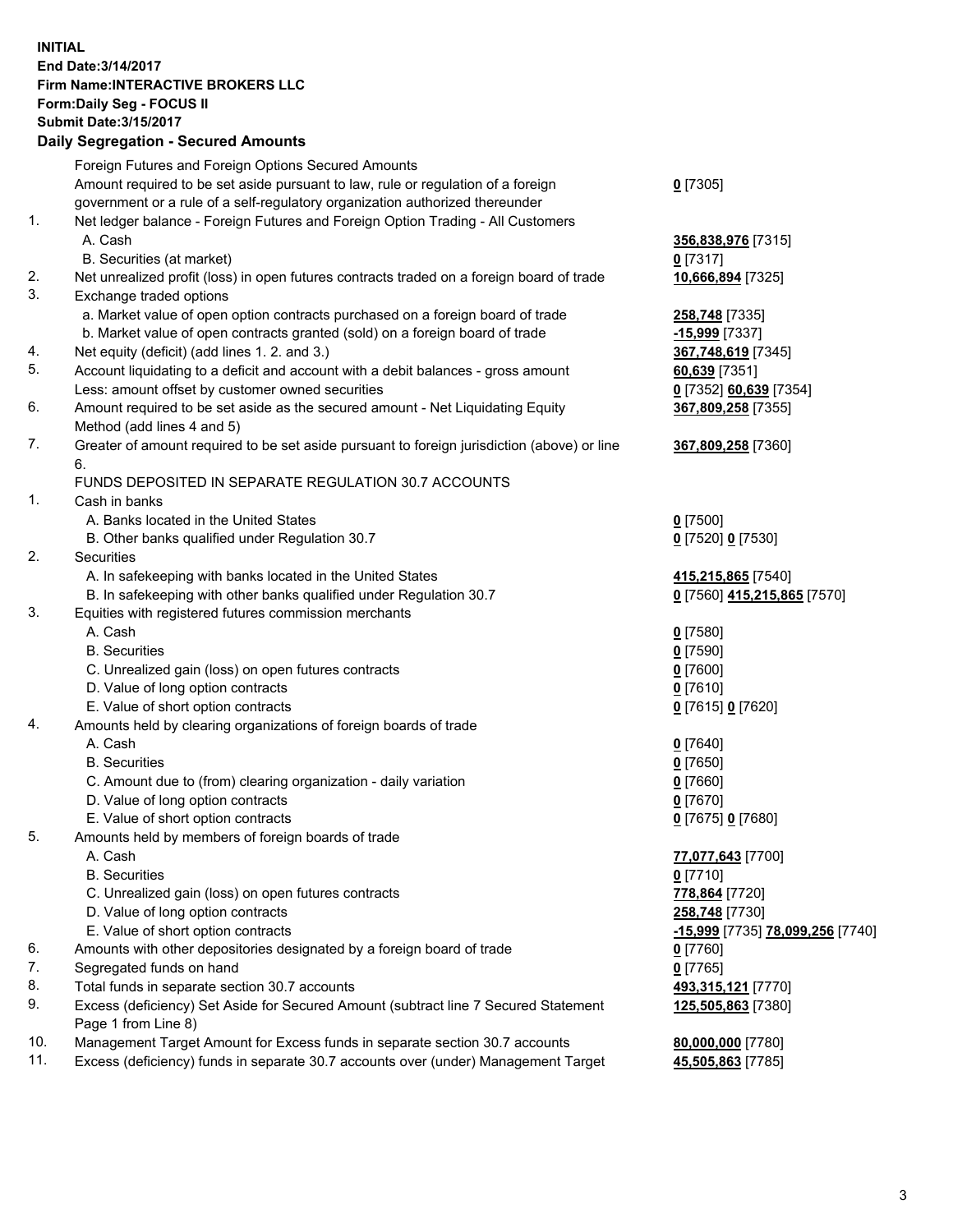**INITIAL**
**End Date:3/14/2017**
**Firm Name:INTERACTIVE BROKERS LLC**
**Form:Daily Seg - FOCUS II**
**Submit Date:3/15/2017**

**Daily Segregation - Secured Amounts**

| | | |
|---|---|---|
| | Foreign Futures and Foreign Options Secured Amounts | |
| | Amount required to be set aside pursuant to law, rule or regulation of a foreign government or a rule of a self-regulatory organization authorized thereunder | **0** [7305] |
| 1. | Net ledger balance - Foreign Futures and Foreign Option Trading - All Customers | |
| | A. Cash | **356,838,976** [7315] |
| | B. Securities (at market) | **0** [7317] |
| 2. | Net unrealized profit (loss) in open futures contracts traded on a foreign board of trade | **10,666,894** [7325] |
| 3. | Exchange traded options | |
| | a. Market value of open option contracts purchased on a foreign board of trade | **258,748** [7335] |
| | b. Market value of open contracts granted (sold) on a foreign board of trade | **-15,999** [7337] |
| 4. | Net equity (deficit) (add lines 1. 2. and 3.) | **367,748,619** [7345] |
| 5. | Account liquidating to a deficit and account with a debit balances - gross amount | **60,639** [7351] |
| | Less: amount offset by customer owned securities | **0** [7352] **60,639** [7354] |
| 6. | Amount required to be set aside as the secured amount - Net Liquidating Equity Method (add lines 4 and 5) | **367,809,258** [7355] |
| 7. | Greater of amount required to be set aside pursuant to foreign jurisdiction (above) or line 6. | **367,809,258** [7360] |
| | FUNDS DEPOSITED IN SEPARATE REGULATION 30.7 ACCOUNTS | |
| 1. | Cash in banks | |
| | A. Banks located in the United States | **0** [7500] |
| | B. Other banks qualified under Regulation 30.7 | **0** [7520] **0** [7530] |
| 2. | Securities | |
| | A. In safekeeping with banks located in the United States | **415,215,865** [7540] |
| | B. In safekeeping with other banks qualified under Regulation 30.7 | **0** [7560] **415,215,865** [7570] |
| 3. | Equities with registered futures commission merchants | |
| | A. Cash | **0** [7580] |
| | B. Securities | **0** [7590] |
| | C. Unrealized gain (loss) on open futures contracts | **0** [7600] |
| | D. Value of long option contracts | **0** [7610] |
| | E. Value of short option contracts | **0** [7615] **0** [7620] |
| 4. | Amounts held by clearing organizations of foreign boards of trade | |
| | A. Cash | **0** [7640] |
| | B. Securities | **0** [7650] |
| | C. Amount due to (from) clearing organization - daily variation | **0** [7660] |
| | D. Value of long option contracts | **0** [7670] |
| | E. Value of short option contracts | **0** [7675] **0** [7680] |
| 5. | Amounts held by members of foreign boards of trade | |
| | A. Cash | **77,077,643** [7700] |
| | B. Securities | **0** [7710] |
| | C. Unrealized gain (loss) on open futures contracts | **778,864** [7720] |
| | D. Value of long option contracts | **258,748** [7730] |
| | E. Value of short option contracts | **-15,999** [7735] **78,099,256** [7740] |
| 6. | Amounts with other depositories designated by a foreign board of trade | **0** [7760] |
| 7. | Segregated funds on hand | **0** [7765] |
| 8. | Total funds in separate section 30.7 accounts | **493,315,121** [7770] |
| 9. | Excess (deficiency) Set Aside for Secured Amount (subtract line 7 Secured Statement Page 1 from Line 8) | **125,505,863** [7380] |
| 10. | Management Target Amount for Excess funds in separate section 30.7 accounts | **80,000,000** [7780] |
| 11. | Excess (deficiency) funds in separate 30.7 accounts over (under) Management Target | **45,505,863** [7785] |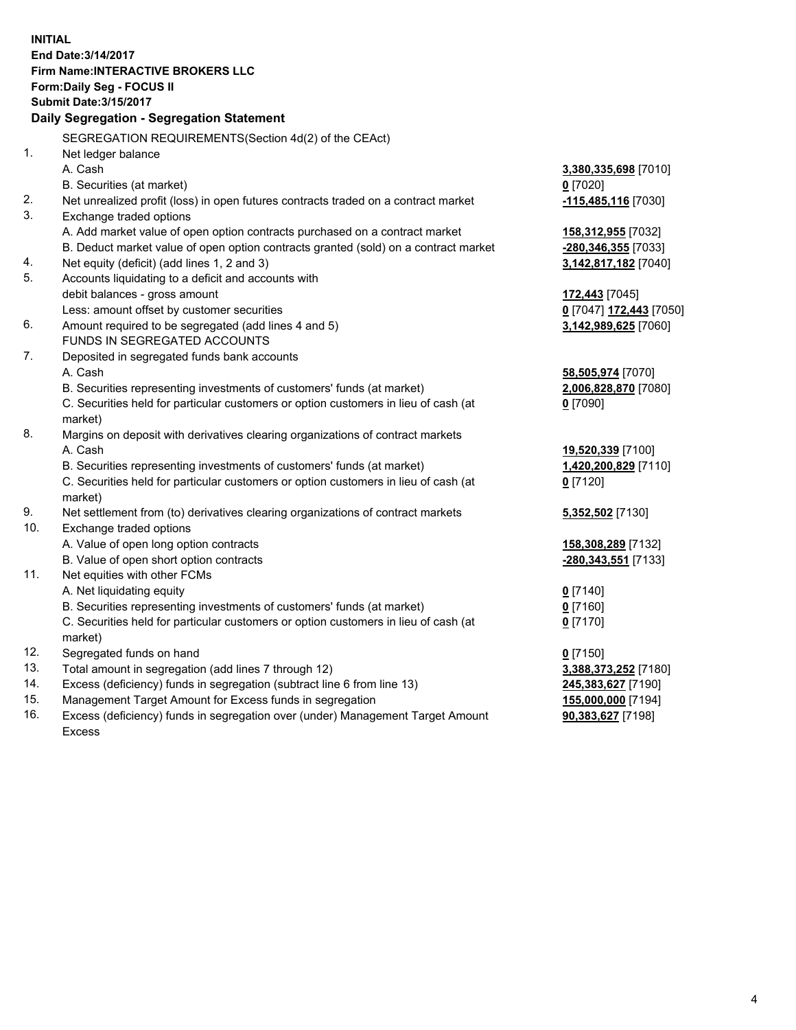**INITIAL**
**End Date:3/14/2017**
**Firm Name:INTERACTIVE BROKERS LLC**
**Form:Daily Seg - FOCUS II**
**Submit Date:3/15/2017**

**Daily Segregation - Segregation Statement**

| | | |
|---|---|---|
| | SEGREGATION REQUIREMENTS(Section 4d(2) of the CEAct) | |
| 1. | Net ledger balance | |
| | A. Cash | **3,380,335,698** [7010] |
| | B. Securities (at market) | **0** [7020] |
| 2. | Net unrealized profit (loss) in open futures contracts traded on a contract market | **-115,485,116** [7030] |
| 3. | Exchange traded options | |
| | A. Add market value of open option contracts purchased on a contract market | **158,312,955** [7032] |
| | B. Deduct market value of open option contracts granted (sold) on a contract market | **-280,346,355** [7033] |
| 4. | Net equity (deficit) (add lines 1, 2 and 3) | **3,142,817,182** [7040] |
| 5. | Accounts liquidating to a deficit and accounts with | |
| | debit balances - gross amount | **172,443** [7045] |
| | Less: amount offset by customer securities | **0** [7047] **172,443** [7050] |
| 6. | Amount required to be segregated (add lines 4 and 5) | **3,142,989,625** [7060] |
| | FUNDS IN SEGREGATED ACCOUNTS | |
| 7. | Deposited in segregated funds bank accounts | |
| | A. Cash | **58,505,974** [7070] |
| | B. Securities representing investments of customers' funds (at market) | **2,006,828,870** [7080] |
| | C. Securities held for particular customers or option customers in lieu of cash (at market) | **0** [7090] |
| 8. | Margins on deposit with derivatives clearing organizations of contract markets | |
| | A. Cash | **19,520,339** [7100] |
| | B. Securities representing investments of customers' funds (at market) | **1,420,200,829** [7110] |
| | C. Securities held for particular customers or option customers in lieu of cash (at market) | **0** [7120] |
| 9. | Net settlement from (to) derivatives clearing organizations of contract markets | **5,352,502** [7130] |
| 10. | Exchange traded options | |
| | A. Value of open long option contracts | **158,308,289** [7132] |
| | B. Value of open short option contracts | **-280,343,551** [7133] |
| 11. | Net equities with other FCMs | |
| | A. Net liquidating equity | **0** [7140] |
| | B. Securities representing investments of customers' funds (at market) | **0** [7160] |
| | C. Securities held for particular customers or option customers in lieu of cash (at market) | **0** [7170] |
| 12. | Segregated funds on hand | **0** [7150] |
| 13. | Total amount in segregation (add lines 7 through 12) | **3,388,373,252** [7180] |
| 14. | Excess (deficiency) funds in segregation (subtract line 6 from line 13) | **245,383,627** [7190] |
| 15. | Management Target Amount for Excess funds in segregation | **155,000,000** [7194] |
| 16. | Excess (deficiency) funds in segregation over (under) Management Target Amount Excess | **90,383,627** [7198] |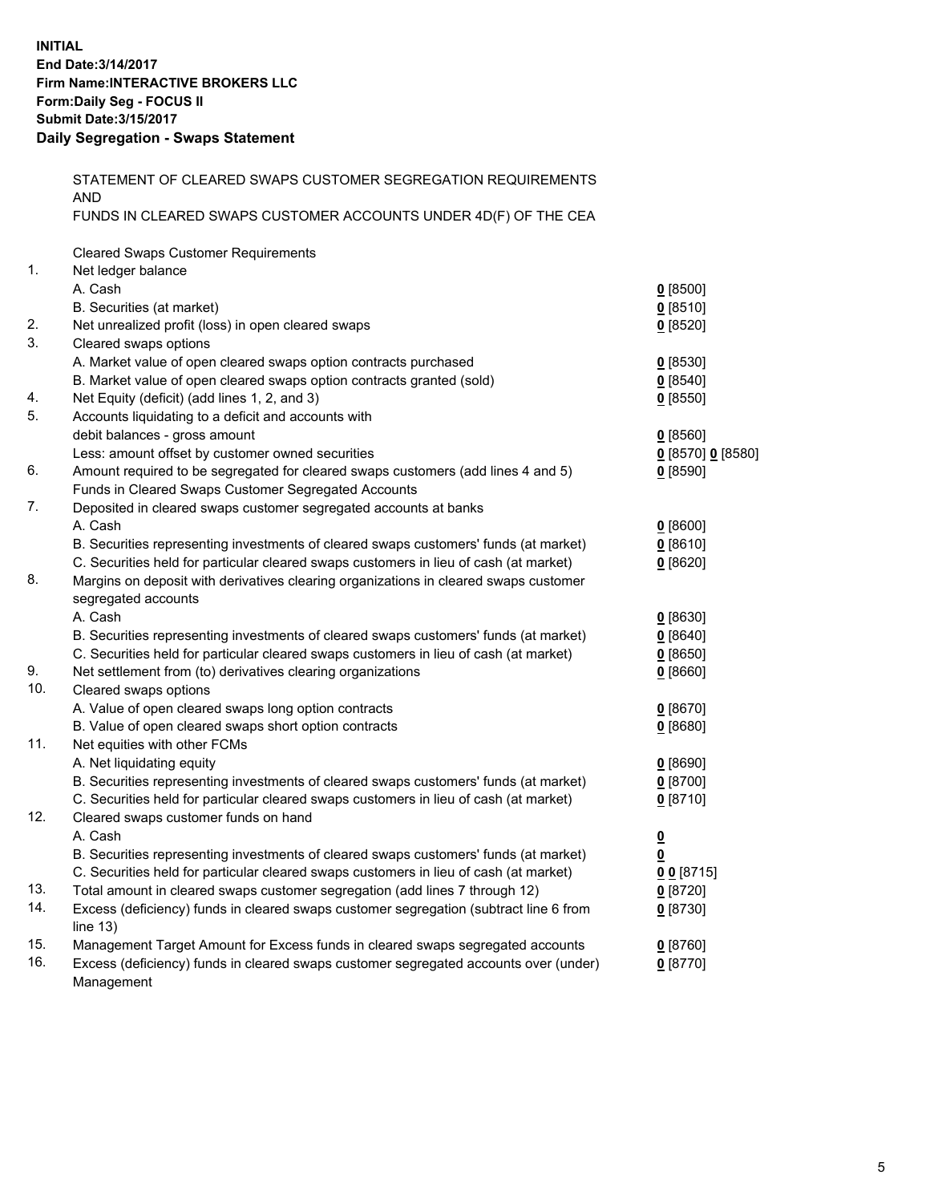**INITIAL**
**End Date:3/14/2017**
**Firm Name:INTERACTIVE BROKERS LLC**
**Form:Daily Seg - FOCUS II**
**Submit Date:3/15/2017**
**Daily Segregation - Swaps Statement**

STATEMENT OF CLEARED SWAPS CUSTOMER SEGREGATION REQUIREMENTS AND FUNDS IN CLEARED SWAPS CUSTOMER ACCOUNTS UNDER 4D(F) OF THE CEA

| | | |
|---|---|---|
| | Cleared Swaps Customer Requirements | |
| 1. | Net ledger balance | |
| | A. Cash | 0 [8500] |
| | B. Securities (at market) | 0 [8510] |
| 2. | Net unrealized profit (loss) in open cleared swaps | 0 [8520] |
| 3. | Cleared swaps options | |
| | A. Market value of open cleared swaps option contracts purchased | 0 [8530] |
| | B. Market value of open cleared swaps option contracts granted (sold) | 0 [8540] |
| 4. | Net Equity (deficit) (add lines 1, 2, and 3) | 0 [8550] |
| 5. | Accounts liquidating to a deficit and accounts with debit balances - gross amount | 0 [8560] |
| | Less: amount offset by customer owned securities | 0 [8570] 0 [8580] |
| 6. | Amount required to be segregated for cleared swaps customers (add lines 4 and 5) | 0 [8590] |
| | Funds in Cleared Swaps Customer Segregated Accounts | |
| 7. | Deposited in cleared swaps customer segregated accounts at banks | |
| | A. Cash | 0 [8600] |
| | B. Securities representing investments of cleared swaps customers' funds (at market) | 0 [8610] |
| | C. Securities held for particular cleared swaps customers in lieu of cash (at market) | 0 [8620] |
| 8. | Margins on deposit with derivatives clearing organizations in cleared swaps customer segregated accounts | |
| | A. Cash | 0 [8630] |
| | B. Securities representing investments of cleared swaps customers' funds (at market) | 0 [8640] |
| | C. Securities held for particular cleared swaps customers in lieu of cash (at market) | 0 [8650] |
| 9. | Net settlement from (to) derivatives clearing organizations | 0 [8660] |
| 10. | Cleared swaps options | |
| | A. Value of open cleared swaps long option contracts | 0 [8670] |
| | B. Value of open cleared swaps short option contracts | 0 [8680] |
| 11. | Net equities with other FCMs | |
| | A. Net liquidating equity | 0 [8690] |
| | B. Securities representing investments of cleared swaps customers' funds (at market) | 0 [8700] |
| | C. Securities held for particular cleared swaps customers in lieu of cash (at market) | 0 [8710] |
| 12. | Cleared swaps customer funds on hand | |
| | A. Cash | 0 |
| | B. Securities representing investments of cleared swaps customers' funds (at market) | 0 |
| | C. Securities held for particular cleared swaps customers in lieu of cash (at market) | 0 0 [8715] |
| 13. | Total amount in cleared swaps customer segregation (add lines 7 through 12) | 0 [8720] |
| 14. | Excess (deficiency) funds in cleared swaps customer segregation (subtract line 6 from line 13) | 0 [8730] |
| 15. | Management Target Amount for Excess funds in cleared swaps segregated accounts | 0 [8760] |
| 16. | Excess (deficiency) funds in cleared swaps customer segregated accounts over (under) Management | 0 [8770] |